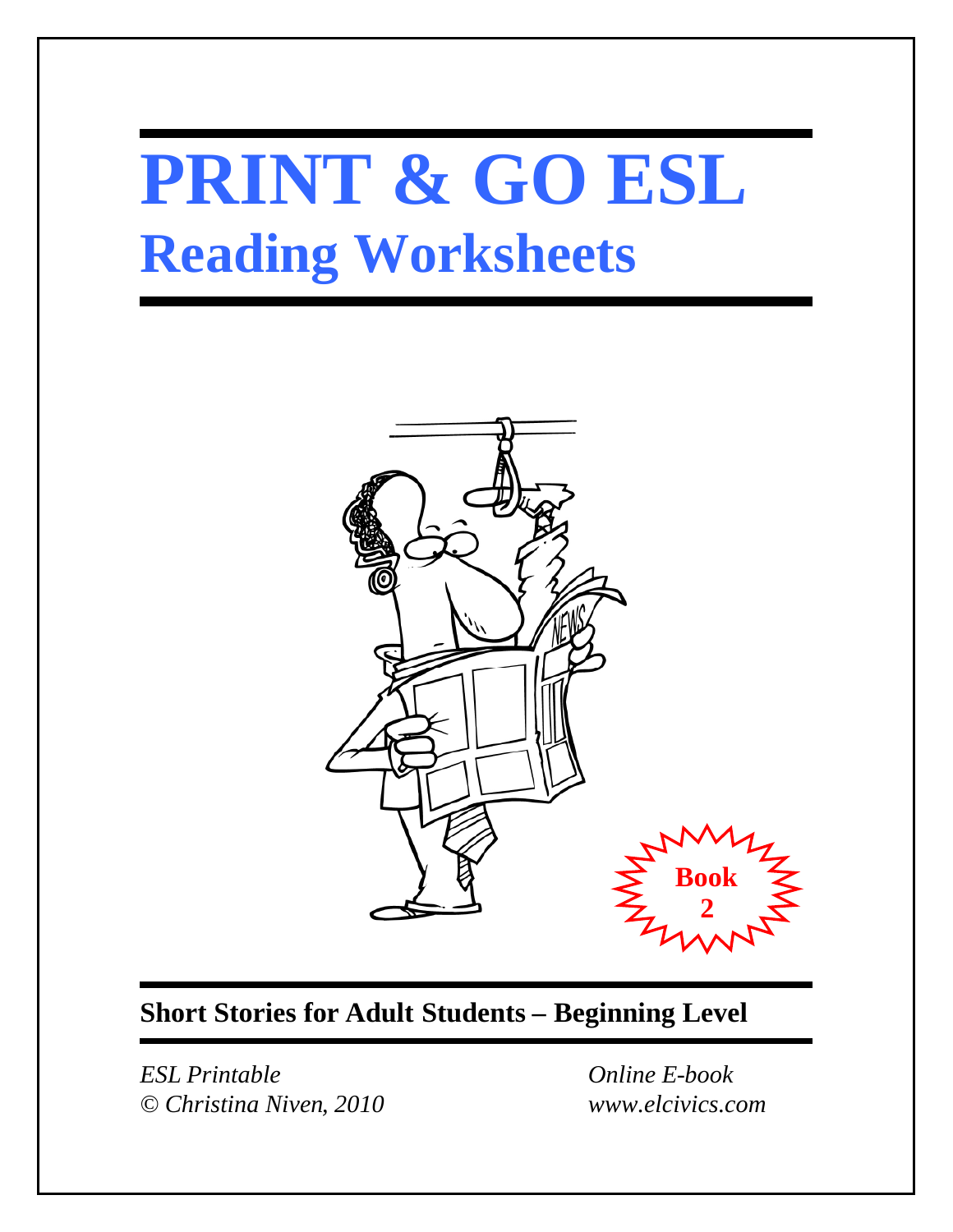# PRINT & GO ESL

## Reading Worksheets

**Book 2**

**Short Stories for Adult Students – Beginning Level**

*ESL Printable*
*© Christina Niven, 2010*

*Online E-book*
*www.elcivics.com*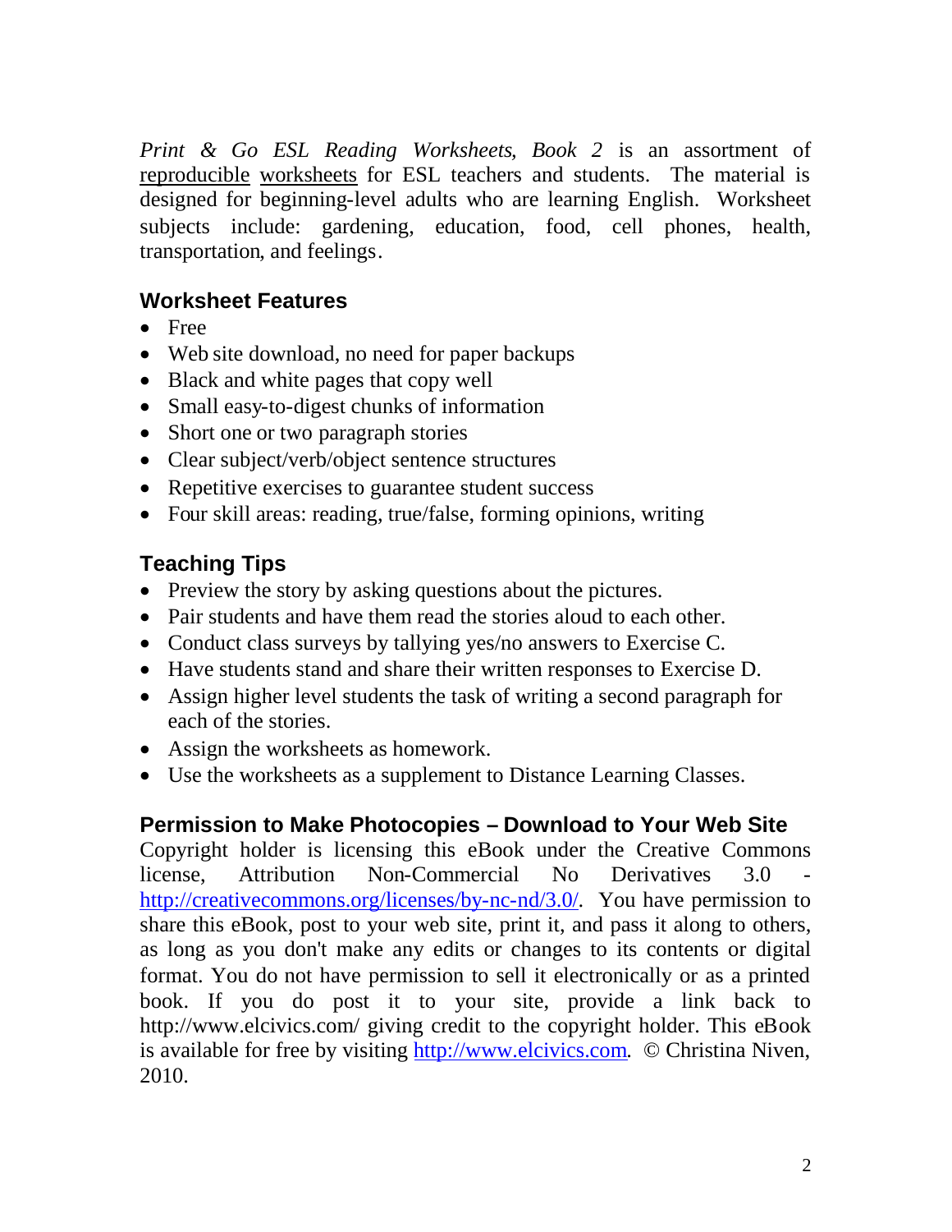*Print & Go ESL Reading Worksheets, Book 2* is an assortment of reproducible worksheets for ESL teachers and students. The material is designed for beginning-level adults who are learning English. Worksheet subjects include: gardening, education, food, cell phones, health, transportation, and feelings.

## Worksheet Features

- Free
- Web site download, no need for paper backups
- Black and white pages that copy well
- Small easy-to-digest chunks of information
- Short one or two paragraph stories
- Clear subject/verb/object sentence structures
- Repetitive exercises to guarantee student success
- Four skill areas: reading, true/false, forming opinions, writing

## Teaching Tips

- Preview the story by asking questions about the pictures.
- Pair students and have them read the stories aloud to each other.
- Conduct class surveys by tallying yes/no answers to Exercise C.
- Have students stand and share their written responses to Exercise D.
- Assign higher level students the task of writing a second paragraph for each of the stories.
- Assign the worksheets as homework.
- Use the worksheets as a supplement to Distance Learning Classes.

## Permission to Make Photocopies – Download to Your Web Site

Copyright holder is licensing this eBook under the Creative Commons license, Attribution Non-Commercial No Derivatives 3.0 - http://creativecommons.org/licenses/by-nc-nd/3.0/. You have permission to share this eBook, post to your web site, print it, and pass it along to others, as long as you don't make any edits or changes to its contents or digital format. You do not have permission to sell it electronically or as a printed book. If you do post it to your site, provide a link back to http://www.elcivics.com/ giving credit to the copyright holder. This eBook is available for free by visiting http://www.elcivics.com. © Christina Niven, 2010.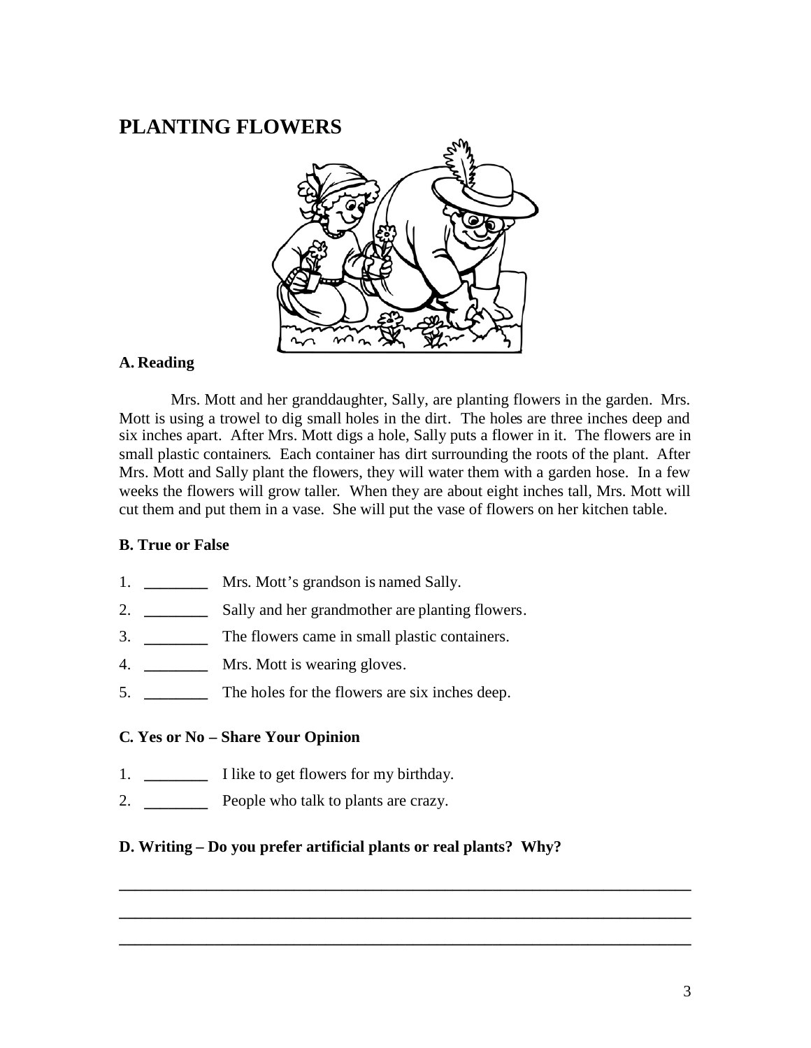# PLANTING FLOWERS

**A. Reading**

Mrs. Mott and her granddaughter, Sally, are planting flowers in the garden. Mrs. Mott is using a trowel to dig small holes in the dirt. The holes are three inches deep and six inches apart. After Mrs. Mott digs a hole, Sally puts a flower in it. The flowers are in small plastic containers. Each container has dirt surrounding the roots of the plant. After Mrs. Mott and Sally plant the flowers, they will water them with a garden hose. In a few weeks the flowers will grow taller. When they are about eight inches tall, Mrs. Mott will cut them and put them in a vase. She will put the vase of flowers on her kitchen table.

**B. True or False**

1. ________ Mrs. Mott's grandson is named Sally.
2. ________ Sally and her grandmother are planting flowers.
3. ________ The flowers came in small plastic containers.
4. ________ Mrs. Mott is wearing gloves.
5. ________ The holes for the flowers are six inches deep.

**C. Yes or No – Share Your Opinion**

1. ________ I like to get flowers for my birthday.
2. ________ People who talk to plants are crazy.

**D. Writing – Do you prefer artificial plants or real plants? Why?**

_______________________________________________________________________

_______________________________________________________________________

_______________________________________________________________________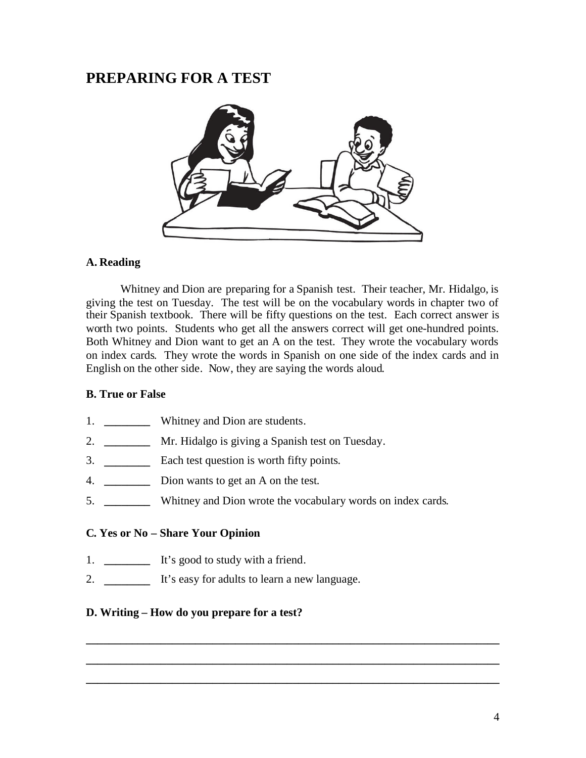# PREPARING FOR A TEST

**A. Reading**

Whitney and Dion are preparing for a Spanish test. Their teacher, Mr. Hidalgo, is giving the test on Tuesday. The test will be on the vocabulary words in chapter two of their Spanish textbook. There will be fifty questions on the test. Each correct answer is worth two points. Students who get all the answers correct will get one-hundred points. Both Whitney and Dion want to get an A on the test. They wrote the vocabulary words on index cards. They wrote the words in Spanish on one side of the index cards and in English on the other side. Now, they are saying the words aloud.

**B. True or False**

1. ________ Whitney and Dion are students.
2. ________ Mr. Hidalgo is giving a Spanish test on Tuesday.
3. ________ Each test question is worth fifty points.
4. ________ Dion wants to get an A on the test.
5. ________ Whitney and Dion wrote the vocabulary words on index cards.

**C. Yes or No – Share Your Opinion**

1. ________ It's good to study with a friend.
2. ________ It's easy for adults to learn a new language.

**D. Writing – How do you prepare for a test?**

______________________________________________________________________

______________________________________________________________________

______________________________________________________________________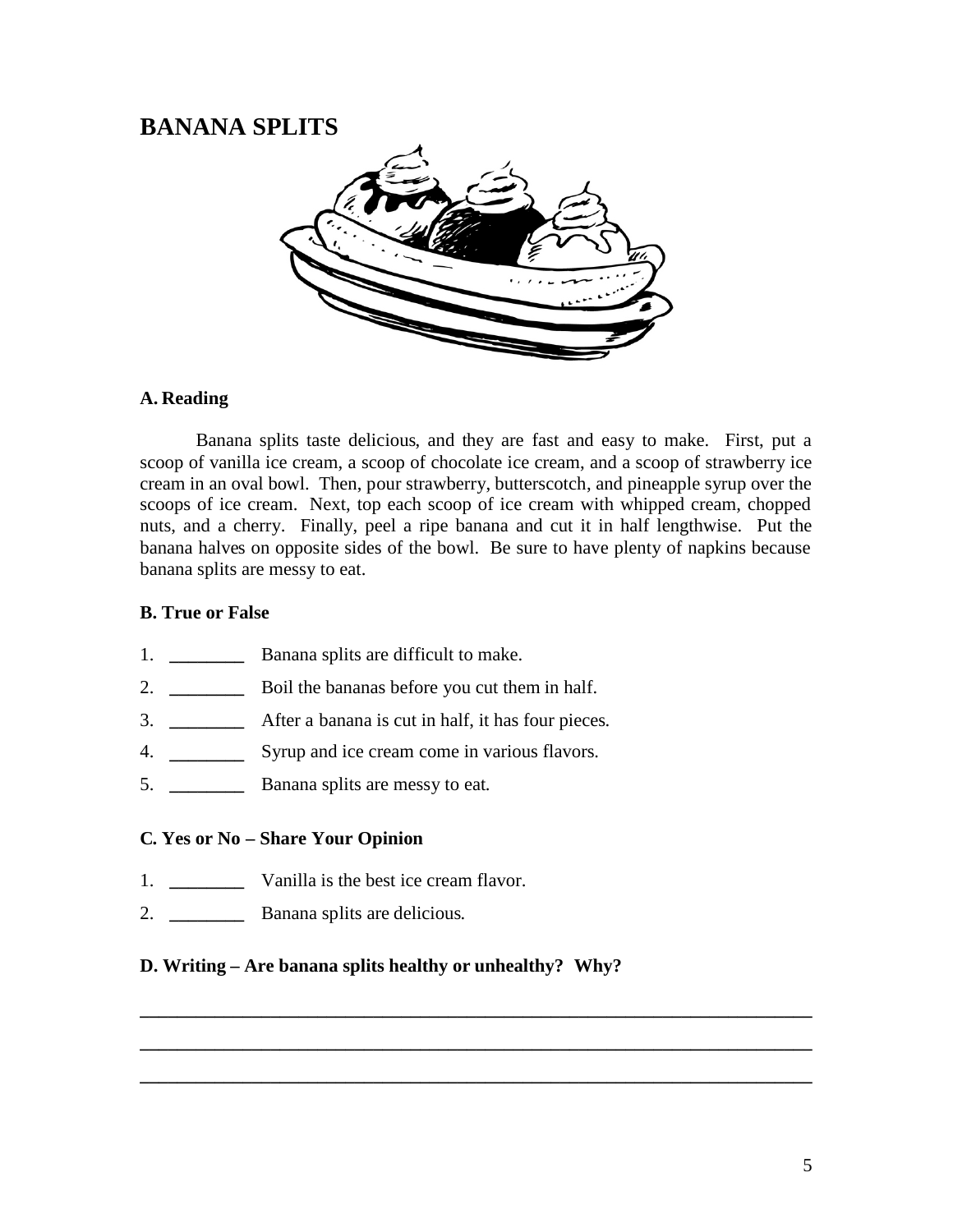# BANANA SPLITS

**A. Reading**

Banana splits taste delicious, and they are fast and easy to make. First, put a scoop of vanilla ice cream, a scoop of chocolate ice cream, and a scoop of strawberry ice cream in an oval bowl. Then, pour strawberry, butterscotch, and pineapple syrup over the scoops of ice cream. Next, top each scoop of ice cream with whipped cream, chopped nuts, and a cherry. Finally, peel a ripe banana and cut it in half lengthwise. Put the banana halves on opposite sides of the bowl. Be sure to have plenty of napkins because banana splits are messy to eat.

**B. True or False**

1. ________ Banana splits are difficult to make.
2. ________ Boil the bananas before you cut them in half.
3. ________ After a banana is cut in half, it has four pieces.
4. ________ Syrup and ice cream come in various flavors.
5. ________ Banana splits are messy to eat.

**C. Yes or No – Share Your Opinion**

1. ________ Vanilla is the best ice cream flavor.
2. ________ Banana splits are delicious.

**D. Writing – Are banana splits healthy or unhealthy? Why?**

________________________________________________________________________

________________________________________________________________________

________________________________________________________________________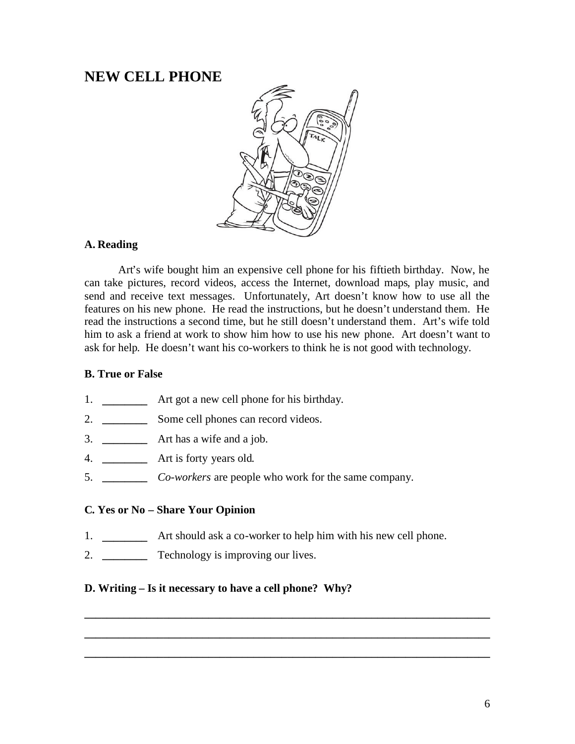# NEW CELL PHONE

### A. Reading

Art's wife bought him an expensive cell phone for his fiftieth birthday. Now, he can take pictures, record videos, access the Internet, download maps, play music, and send and receive text messages. Unfortunately, Art doesn't know how to use all the features on his new phone. He read the instructions, but he doesn't understand them. He read the instructions a second time, but he still doesn't understand them. Art's wife told him to ask a friend at work to show him how to use his new phone. Art doesn't want to ask for help. He doesn't want his co-workers to think he is not good with technology.

### B. True or False

1. ________ Art got a new cell phone for his birthday.
2. ________ Some cell phones can record videos.
3. ________ Art has a wife and a job.
4. ________ Art is forty years old.
5. ________ *Co-workers* are people who work for the same company.

### C. Yes or No – Share Your Opinion

1. ________ Art should ask a co-worker to help him with his new cell phone.
2. ________ Technology is improving our lives.

### D. Writing – Is it necessary to have a cell phone? Why?

______________________________________________________________________

______________________________________________________________________

______________________________________________________________________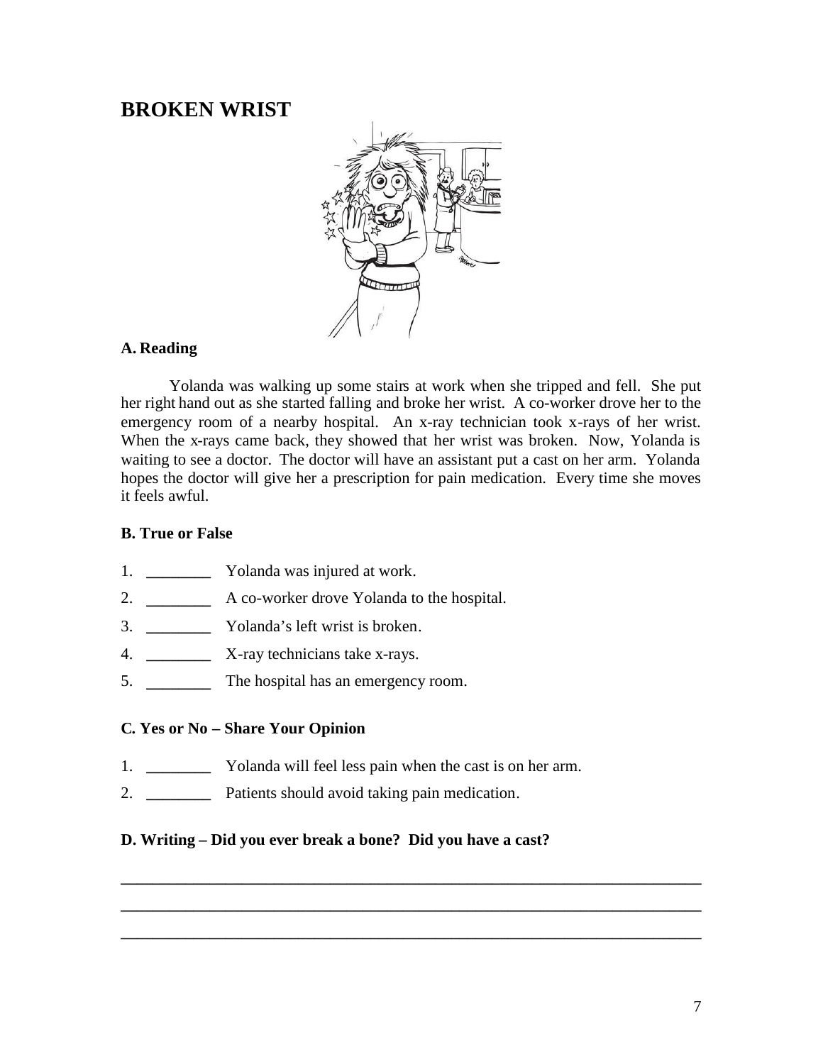# BROKEN WRIST

### A. Reading

Yolanda was walking up some stairs at work when she tripped and fell. She put her right hand out as she started falling and broke her wrist. A co-worker drove her to the emergency room of a nearby hospital. An x-ray technician took x-rays of her wrist. When the x-rays came back, they showed that her wrist was broken. Now, Yolanda is waiting to see a doctor. The doctor will have an assistant put a cast on her arm. Yolanda hopes the doctor will give her a prescription for pain medication. Every time she moves it feels awful.

### B. True or False

1. ________ Yolanda was injured at work.
2. ________ A co-worker drove Yolanda to the hospital.
3. ________ Yolanda's left wrist is broken.
4. ________ X-ray technicians take x-rays.
5. ________ The hospital has an emergency room.

### C. Yes or No – Share Your Opinion

1. ________ Yolanda will feel less pain when the cast is on her arm.
2. ________ Patients should avoid taking pain medication.

### D. Writing – Did you ever break a bone? Did you have a cast?

________________________________________________________________________

________________________________________________________________________

________________________________________________________________________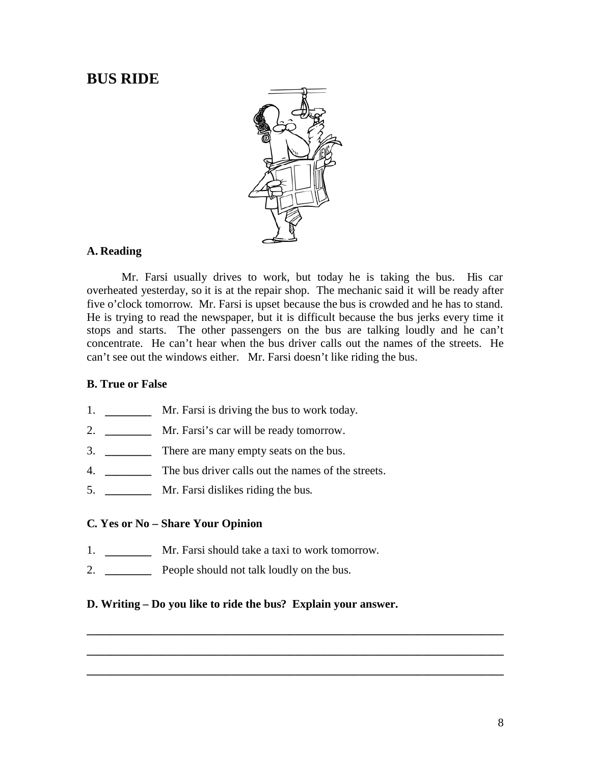# BUS RIDE

**A. Reading**

Mr. Farsi usually drives to work, but today he is taking the bus. His car overheated yesterday, so it is at the repair shop. The mechanic said it will be ready after five o'clock tomorrow. Mr. Farsi is upset because the bus is crowded and he has to stand. He is trying to read the newspaper, but it is difficult because the bus jerks every time it stops and starts. The other passengers on the bus are talking loudly and he can't concentrate. He can't hear when the bus driver calls out the names of the streets. He can't see out the windows either. Mr. Farsi doesn't like riding the bus.

**B. True or False**

1. ________ Mr. Farsi is driving the bus to work today.
2. ________ Mr. Farsi's car will be ready tomorrow.
3. ________ There are many empty seats on the bus.
4. ________ The bus driver calls out the names of the streets.
5. ________ Mr. Farsi dislikes riding the bus.

**C. Yes or No – Share Your Opinion**

1. ________ Mr. Farsi should take a taxi to work tomorrow.
2. ________ People should not talk loudly on the bus.

**D. Writing – Do you like to ride the bus? Explain your answer.**

_______________________________________________________________________

_______________________________________________________________________

_______________________________________________________________________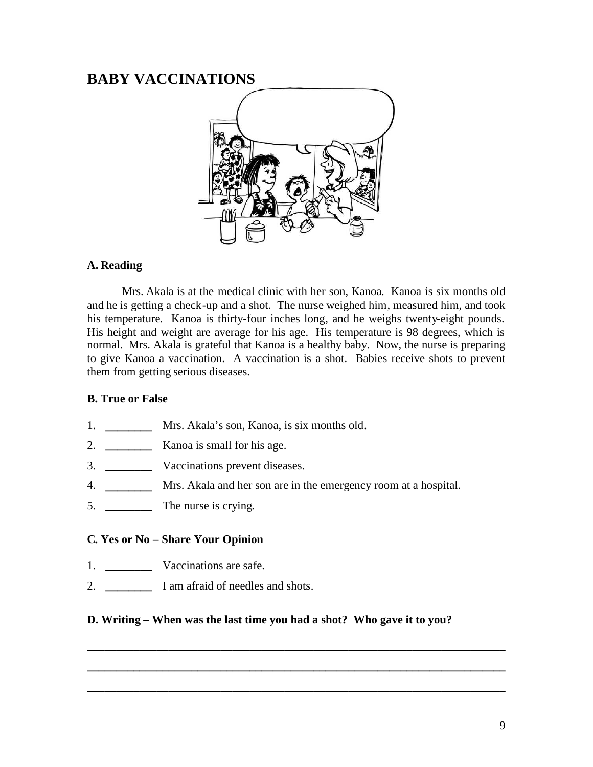# BABY VACCINATIONS

### A. Reading

Mrs. Akala is at the medical clinic with her son, Kanoa. Kanoa is six months old and he is getting a check-up and a shot. The nurse weighed him, measured him, and took his temperature. Kanoa is thirty-four inches long, and he weighs twenty-eight pounds. His height and weight are average for his age. His temperature is 98 degrees, which is normal. Mrs. Akala is grateful that Kanoa is a healthy baby. Now, the nurse is preparing to give Kanoa a vaccination. A vaccination is a shot. Babies receive shots to prevent them from getting serious diseases.

### B. True or False

1. ________ Mrs. Akala's son, Kanoa, is six months old.
2. ________ Kanoa is small for his age.
3. ________ Vaccinations prevent diseases.
4. ________ Mrs. Akala and her son are in the emergency room at a hospital.
5. ________ The nurse is crying.

### C. Yes or No – Share Your Opinion

1. ________ Vaccinations are safe.
2. ________ I am afraid of needles and shots.

### D. Writing – When was the last time you had a shot? Who gave it to you?

_______________________________________________________________________

_______________________________________________________________________

_______________________________________________________________________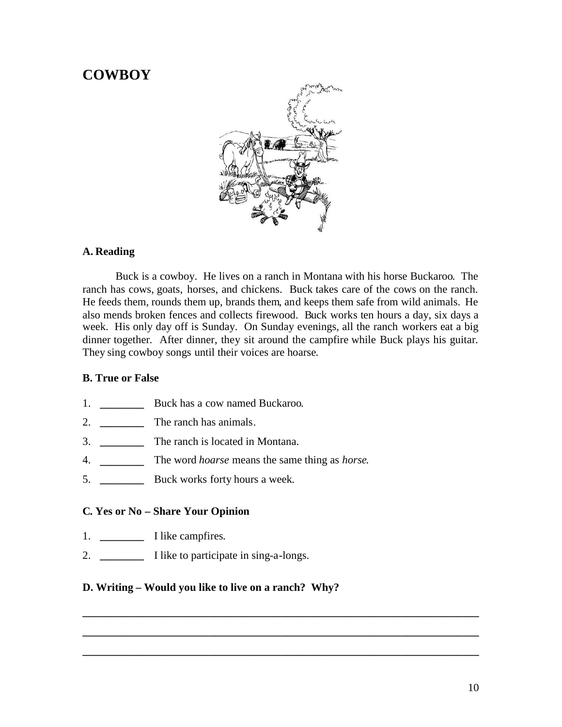# COWBOY

### A. Reading

Buck is a cowboy. He lives on a ranch in Montana with his horse Buckaroo. The ranch has cows, goats, horses, and chickens. Buck takes care of the cows on the ranch. He feeds them, rounds them up, brands them, and keeps them safe from wild animals. He also mends broken fences and collects firewood. Buck works ten hours a day, six days a week. His only day off is Sunday. On Sunday evenings, all the ranch workers eat a big dinner together. After dinner, they sit around the campfire while Buck plays his guitar. They sing cowboy songs until their voices are hoarse.

### B. True or False

1. ________ Buck has a cow named Buckaroo.
2. ________ The ranch has animals.
3. ________ The ranch is located in Montana.
4. ________ The word *hoarse* means the same thing as *horse*.
5. ________ Buck works forty hours a week.

### C. Yes or No – Share Your Opinion

1. ________ I like campfires.
2. ________ I like to participate in sing-a-longs.

### D. Writing – Would you like to live on a ranch? Why?

________________________________________________________________________

________________________________________________________________________

________________________________________________________________________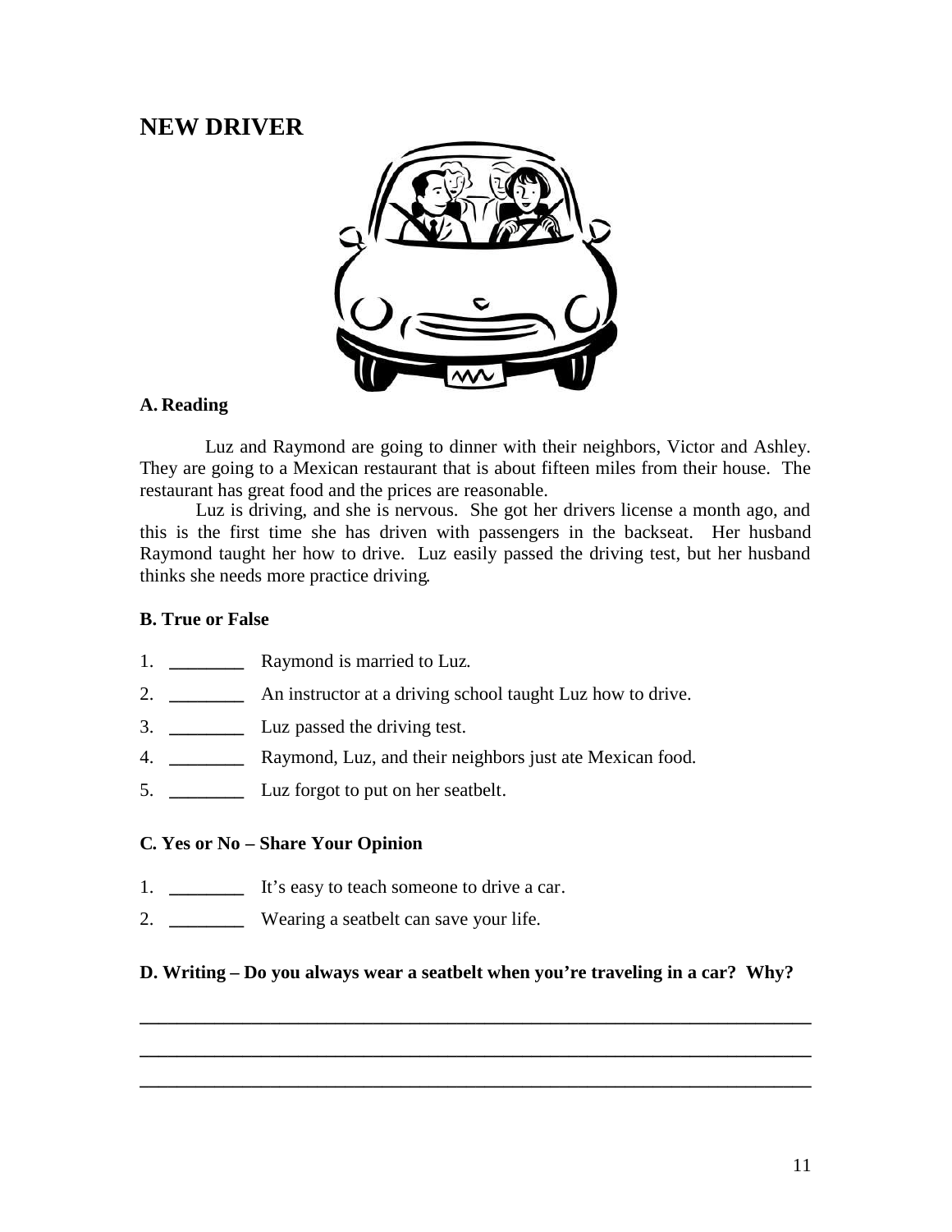# NEW DRIVER

**A. Reading**

Luz and Raymond are going to dinner with their neighbors, Victor and Ashley. They are going to a Mexican restaurant that is about fifteen miles from their house. The restaurant has great food and the prices are reasonable.

Luz is driving, and she is nervous. She got her drivers license a month ago, and this is the first time she has driven with passengers in the backseat. Her husband Raymond taught her how to drive. Luz easily passed the driving test, but her husband thinks she needs more practice driving.

**B. True or False**

1. ________ Raymond is married to Luz.
2. ________ An instructor at a driving school taught Luz how to drive.
3. ________ Luz passed the driving test.
4. ________ Raymond, Luz, and their neighbors just ate Mexican food.
5. ________ Luz forgot to put on her seatbelt.

**C. Yes or No – Share Your Opinion**

1. ________ It's easy to teach someone to drive a car.
2. ________ Wearing a seatbelt can save your life.

**D. Writing – Do you always wear a seatbelt when you're traveling in a car? Why?**

______________________________________________________________________

______________________________________________________________________

______________________________________________________________________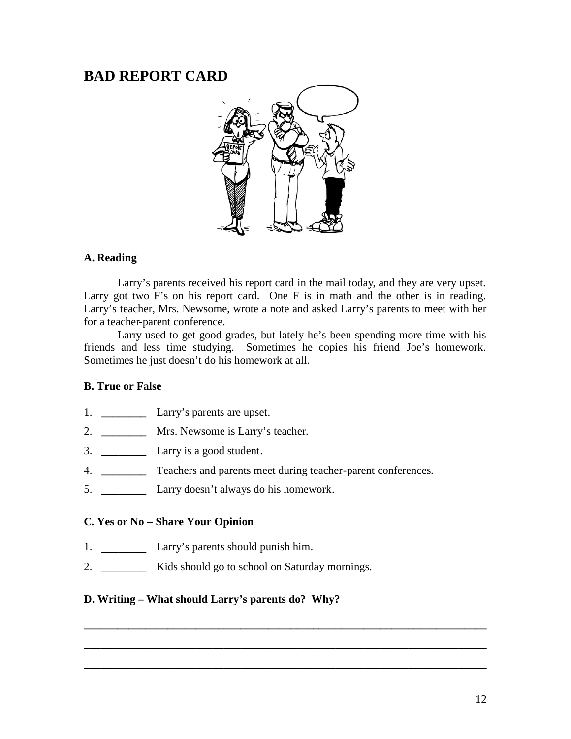# BAD REPORT CARD

### A. Reading

Larry's parents received his report card in the mail today, and they are very upset. Larry got two F's on his report card. One F is in math and the other is in reading. Larry's teacher, Mrs. Newsome, wrote a note and asked Larry's parents to meet with her for a teacher-parent conference.

Larry used to get good grades, but lately he's been spending more time with his friends and less time studying. Sometimes he copies his friend Joe's homework. Sometimes he just doesn't do his homework at all.

### B. True or False

1. ________ Larry's parents are upset.
2. ________ Mrs. Newsome is Larry's teacher.
3. ________ Larry is a good student.
4. ________ Teachers and parents meet during teacher-parent conferences.
5. ________ Larry doesn't always do his homework.

### C. Yes or No – Share Your Opinion

1. ________ Larry's parents should punish him.
2. ________ Kids should go to school on Saturday mornings.

### D. Writing – What should Larry's parents do? Why?

______________________________________________________________________

______________________________________________________________________

______________________________________________________________________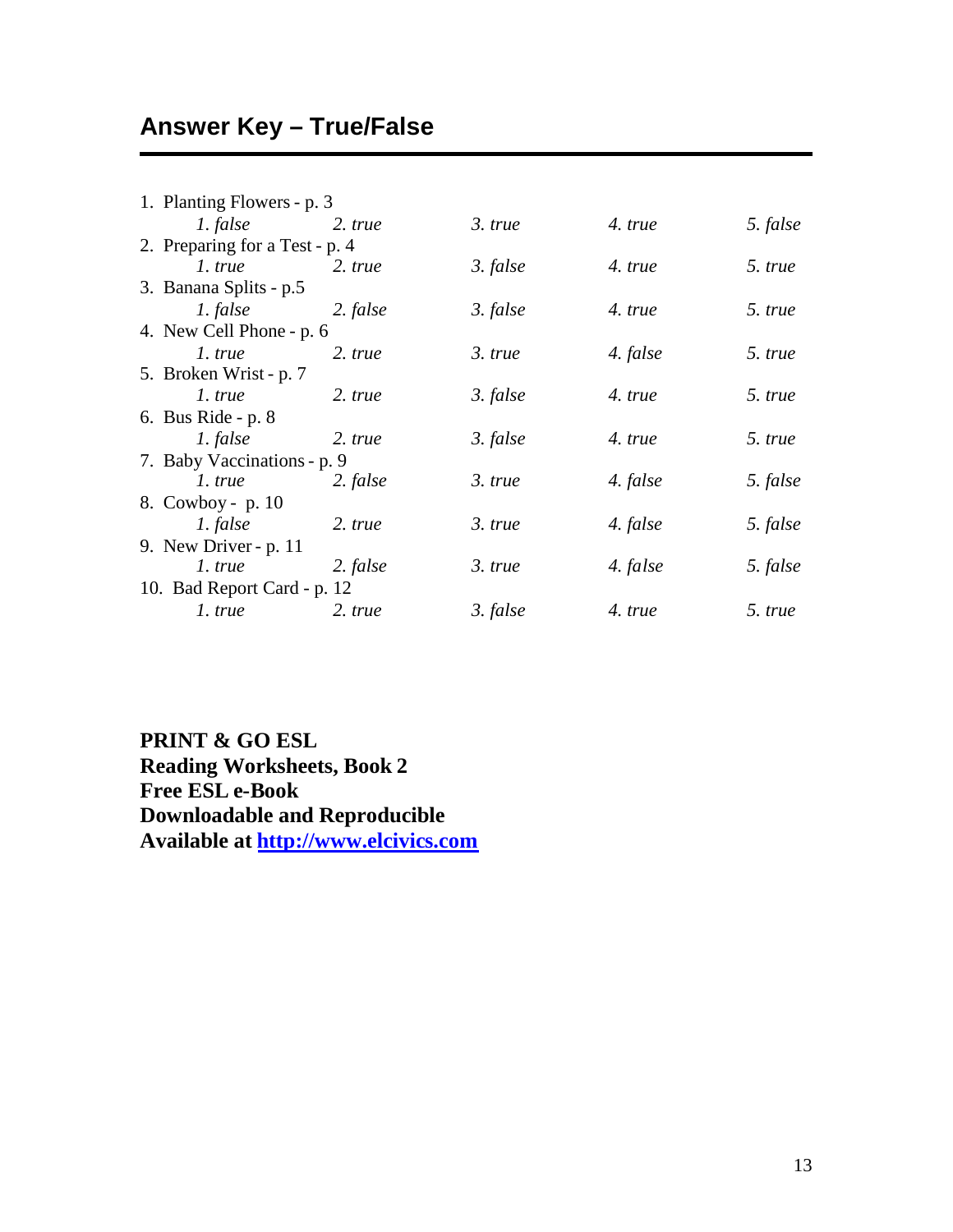## Answer Key – True/False

1. Planting Flowers - p. 3
   *1. false* *2. true* *3. true* *4. true* *5. false*
2. Preparing for a Test - p. 4
   *1. true* *2. true* *3. false* *4. true* *5. true*
3. Banana Splits - p.5
   *1. false* *2. false* *3. false* *4. true* *5. true*
4. New Cell Phone - p. 6
   *1. true* *2. true* *3. true* *4. false* *5. true*
5. Broken Wrist - p. 7
   *1. true* *2. true* *3. false* *4. true* *5. true*
6. Bus Ride - p. 8
   *1. false* *2. true* *3. false* *4. true* *5. true*
7. Baby Vaccinations - p. 9
   *1. true* *2. false* *3. true* *4. false* *5. false*
8. Cowboy - p. 10
   *1. false* *2. true* *3. true* *4. false* *5. false*
9. New Driver - p. 11
   *1. true* *2. false* *3. true* *4. false* *5. false*
10. Bad Report Card - p. 12
    *1. true* *2. true* *3. false* *4. true* *5. true*

**PRINT & GO ESL**
**Reading Worksheets, Book 2**
**Free ESL e-Book**
**Downloadable and Reproducible**
**Available at http://www.elcivics.com**